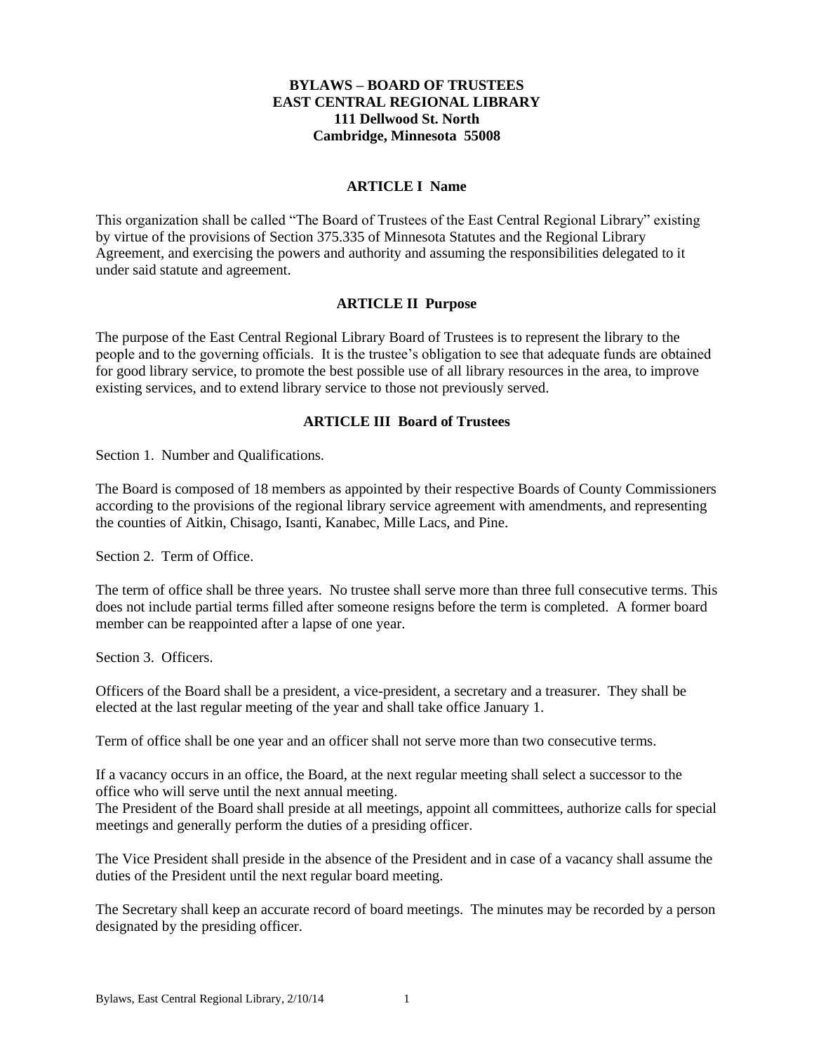# BYLAWS – BOARD OF TRUSTEES
# EAST CENTRAL REGIONAL LIBRARY
**111 Dellwood St. North**
**Cambridge, Minnesota 55008**

## ARTICLE I Name

This organization shall be called "The Board of Trustees of the East Central Regional Library" existing by virtue of the provisions of Section 375.335 of Minnesota Statutes and the Regional Library Agreement, and exercising the powers and authority and assuming the responsibilities delegated to it under said statute and agreement.

## ARTICLE II Purpose

The purpose of the East Central Regional Library Board of Trustees is to represent the library to the people and to the governing officials. It is the trustee's obligation to see that adequate funds are obtained for good library service, to promote the best possible use of all library resources in the area, to improve existing services, and to extend library service to those not previously served.

## ARTICLE III Board of Trustees

Section 1. Number and Qualifications.

The Board is composed of 18 members as appointed by their respective Boards of County Commissioners according to the provisions of the regional library service agreement with amendments, and representing the counties of Aitkin, Chisago, Isanti, Kanabec, Mille Lacs, and Pine.

Section 2. Term of Office.

The term of office shall be three years. No trustee shall serve more than three full consecutive terms. This does not include partial terms filled after someone resigns before the term is completed. A former board member can be reappointed after a lapse of one year.

Section 3. Officers.

Officers of the Board shall be a president, a vice-president, a secretary and a treasurer. They shall be elected at the last regular meeting of the year and shall take office January 1.

Term of office shall be one year and an officer shall not serve more than two consecutive terms.

If a vacancy occurs in an office, the Board, at the next regular meeting shall select a successor to the office who will serve until the next annual meeting.
The President of the Board shall preside at all meetings, appoint all committees, authorize calls for special meetings and generally perform the duties of a presiding officer.

The Vice President shall preside in the absence of the President and in case of a vacancy shall assume the duties of the President until the next regular board meeting.

The Secretary shall keep an accurate record of board meetings. The minutes may be recorded by a person designated by the presiding officer.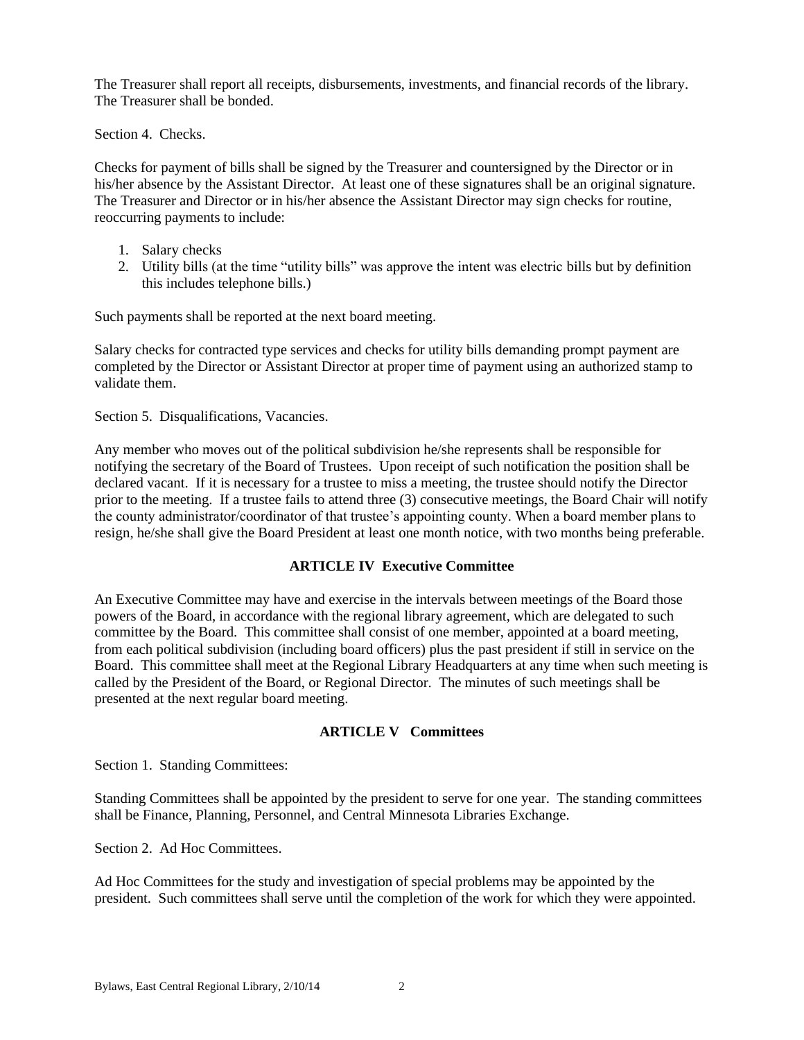The Treasurer shall report all receipts, disbursements, investments, and financial records of the library. The Treasurer shall be bonded.

Section 4. Checks.

Checks for payment of bills shall be signed by the Treasurer and countersigned by the Director or in his/her absence by the Assistant Director. At least one of these signatures shall be an original signature. The Treasurer and Director or in his/her absence the Assistant Director may sign checks for routine, reoccurring payments to include:

1. Salary checks
2. Utility bills (at the time "utility bills" was approve the intent was electric bills but by definition this includes telephone bills.)

Such payments shall be reported at the next board meeting.

Salary checks for contracted type services and checks for utility bills demanding prompt payment are completed by the Director or Assistant Director at proper time of payment using an authorized stamp to validate them.

Section 5. Disqualifications, Vacancies.

Any member who moves out of the political subdivision he/she represents shall be responsible for notifying the secretary of the Board of Trustees. Upon receipt of such notification the position shall be declared vacant. If it is necessary for a trustee to miss a meeting, the trustee should notify the Director prior to the meeting. If a trustee fails to attend three (3) consecutive meetings, the Board Chair will notify the county administrator/coordinator of that trustee's appointing county. When a board member plans to resign, he/she shall give the Board President at least one month notice, with two months being preferable.

## ARTICLE IV Executive Committee

An Executive Committee may have and exercise in the intervals between meetings of the Board those powers of the Board, in accordance with the regional library agreement, which are delegated to such committee by the Board. This committee shall consist of one member, appointed at a board meeting, from each political subdivision (including board officers) plus the past president if still in service on the Board. This committee shall meet at the Regional Library Headquarters at any time when such meeting is called by the President of the Board, or Regional Director. The minutes of such meetings shall be presented at the next regular board meeting.

## ARTICLE V Committees

Section 1. Standing Committees:

Standing Committees shall be appointed by the president to serve for one year. The standing committees shall be Finance, Planning, Personnel, and Central Minnesota Libraries Exchange.

Section 2. Ad Hoc Committees.

Ad Hoc Committees for the study and investigation of special problems may be appointed by the president. Such committees shall serve until the completion of the work for which they were appointed.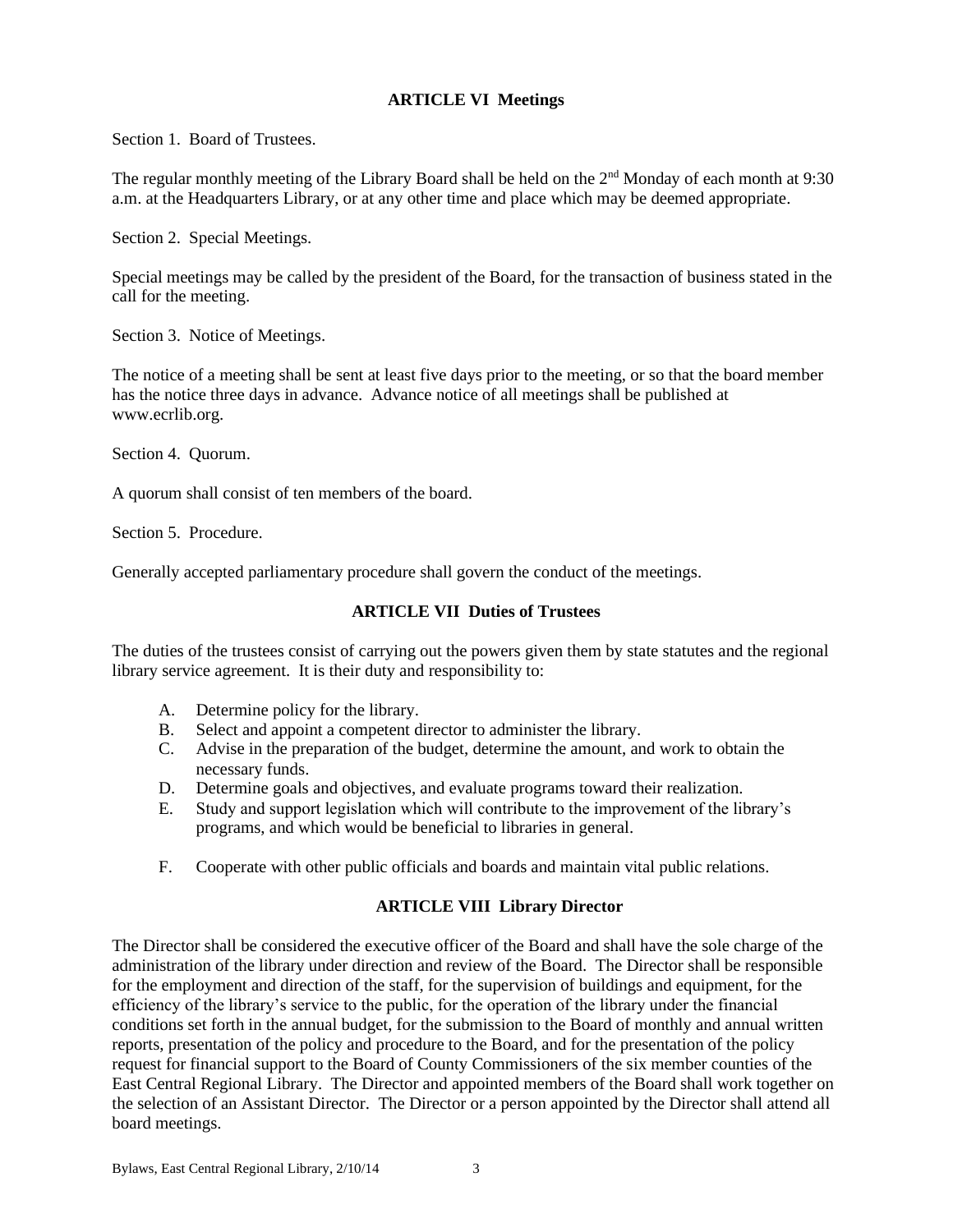## ARTICLE VI Meetings

Section 1. Board of Trustees.

The regular monthly meeting of the Library Board shall be held on the 2nd Monday of each month at 9:30 a.m. at the Headquarters Library, or at any other time and place which may be deemed appropriate.

Section 2. Special Meetings.

Special meetings may be called by the president of the Board, for the transaction of business stated in the call for the meeting.

Section 3. Notice of Meetings.

The notice of a meeting shall be sent at least five days prior to the meeting, or so that the board member has the notice three days in advance. Advance notice of all meetings shall be published at www.ecrlib.org.

Section 4. Quorum.

A quorum shall consist of ten members of the board.

Section 5. Procedure.

Generally accepted parliamentary procedure shall govern the conduct of the meetings.

## ARTICLE VII Duties of Trustees

The duties of the trustees consist of carrying out the powers given them by state statutes and the regional library service agreement. It is their duty and responsibility to:

A. Determine policy for the library.
B. Select and appoint a competent director to administer the library.
C. Advise in the preparation of the budget, determine the amount, and work to obtain the necessary funds.
D. Determine goals and objectives, and evaluate programs toward their realization.
E. Study and support legislation which will contribute to the improvement of the library's programs, and which would be beneficial to libraries in general.
F. Cooperate with other public officials and boards and maintain vital public relations.

## ARTICLE VIII Library Director

The Director shall be considered the executive officer of the Board and shall have the sole charge of the administration of the library under direction and review of the Board. The Director shall be responsible for the employment and direction of the staff, for the supervision of buildings and equipment, for the efficiency of the library's service to the public, for the operation of the library under the financial conditions set forth in the annual budget, for the submission to the Board of monthly and annual written reports, presentation of the policy and procedure to the Board, and for the presentation of the policy request for financial support to the Board of County Commissioners of the six member counties of the East Central Regional Library. The Director and appointed members of the Board shall work together on the selection of an Assistant Director. The Director or a person appointed by the Director shall attend all board meetings.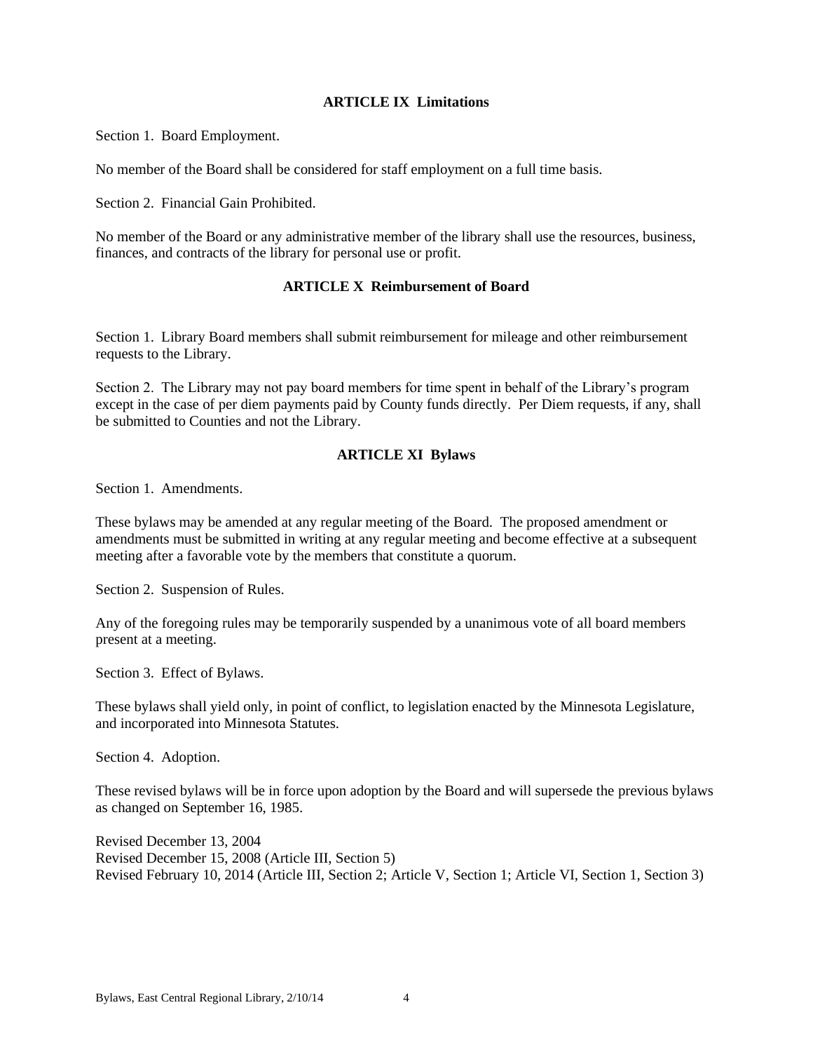## ARTICLE IX Limitations

Section 1. Board Employment.

No member of the Board shall be considered for staff employment on a full time basis.

Section 2. Financial Gain Prohibited.

No member of the Board or any administrative member of the library shall use the resources, business, finances, and contracts of the library for personal use or profit.

## ARTICLE X Reimbursement of Board

Section 1. Library Board members shall submit reimbursement for mileage and other reimbursement requests to the Library.

Section 2. The Library may not pay board members for time spent in behalf of the Library's program except in the case of per diem payments paid by County funds directly. Per Diem requests, if any, shall be submitted to Counties and not the Library.

## ARTICLE XI Bylaws

Section 1. Amendments.

These bylaws may be amended at any regular meeting of the Board. The proposed amendment or amendments must be submitted in writing at any regular meeting and become effective at a subsequent meeting after a favorable vote by the members that constitute a quorum.

Section 2. Suspension of Rules.

Any of the foregoing rules may be temporarily suspended by a unanimous vote of all board members present at a meeting.

Section 3. Effect of Bylaws.

These bylaws shall yield only, in point of conflict, to legislation enacted by the Minnesota Legislature, and incorporated into Minnesota Statutes.

Section 4. Adoption.

These revised bylaws will be in force upon adoption by the Board and will supersede the previous bylaws as changed on September 16, 1985.

Revised December 13, 2004
Revised December 15, 2008 (Article III, Section 5)
Revised February 10, 2014 (Article III, Section 2; Article V, Section 1; Article VI, Section 1, Section 3)